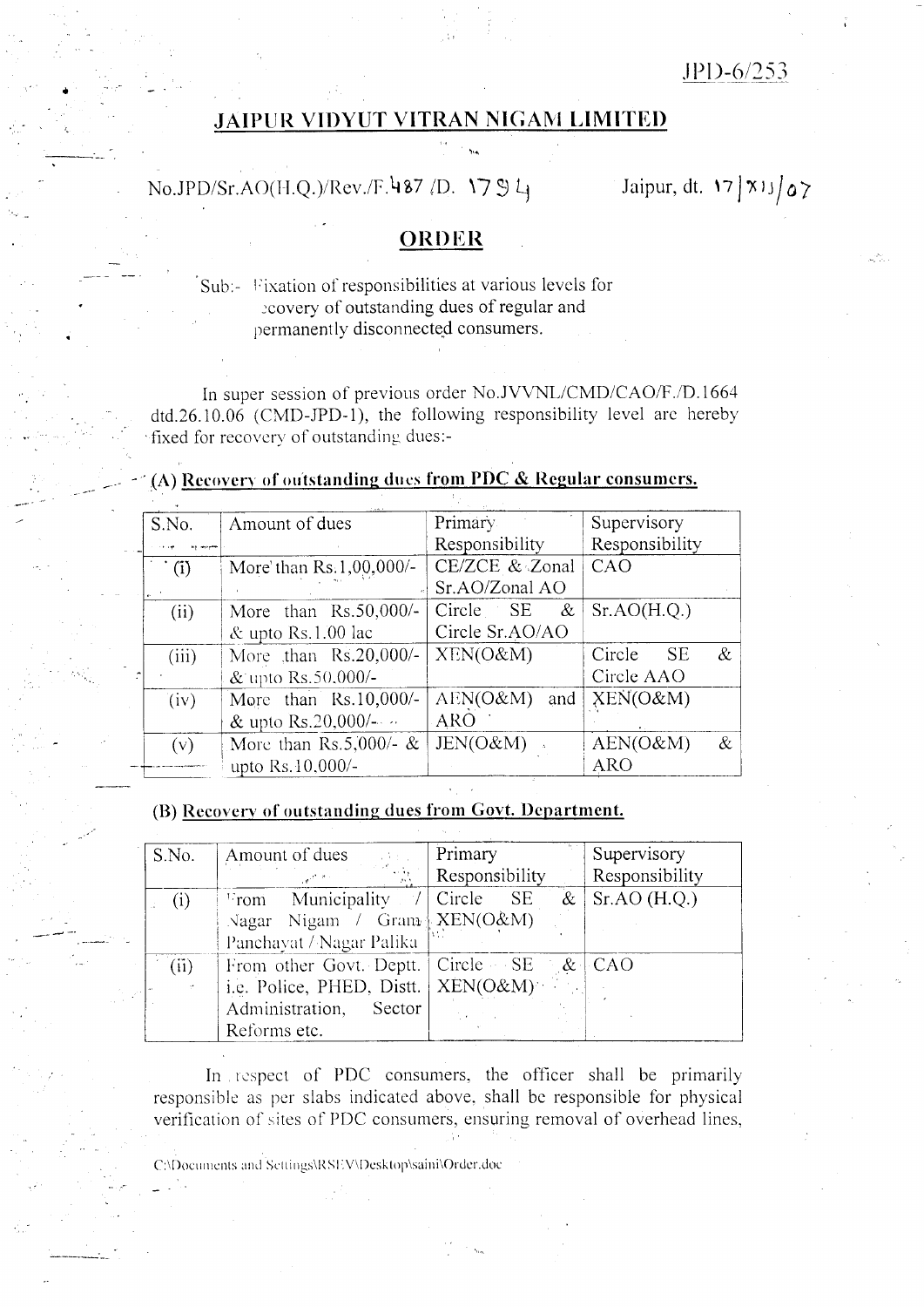JPD-6/253

# JAIPUR VIDYUT VITRAN NIGAM LIMITED

No.JPD/Sr.AO(H.Q.)/Rev./F.487 /D. 1794 Jaipur, dt. 17/XII/07

## ORDER

Sub:- Fixation of responsibilities at various levels for recovery of outstanding dues of regular and permanently disconnected consumers.

In super session of previous order No.JVVNL/CMD/CAO/F./D.1664 dtd.26.10.06 (CMD-JPD-1), the following responsibility level are hereby fixed for recovery of outstanding dues:-

### (A) Recovery of outstanding dues from PDC & Regular consumers.

| S.No. | Amount of dues | Primary Responsibility | Supervisory Responsibility |
|---|---|---|---|
| (i) | More than Rs.1,00,000/- | CE/ZCE & Zonal Sr.AO/Zonal AO | CAO |
| (ii) | More than Rs.50,000/- & upto Rs.1.00 lac | Circle SE & Circle Sr.AO/AO | Sr.AO(H.Q.) |
| (iii) | More than Rs.20,000/- & upto Rs.50,000/- | XEN(O&M) | Circle SE & Circle AAO |
| (iv) | More than Rs.10,000/- & upto Rs.20,000/- | AEN(O&M) and ARO | XEN(O&M) |
| (v) | More than Rs.5,000/- & upto Rs.10,000/- | JEN(O&M) | AEN(O&M) & ARO |

### (B) Recovery of outstanding dues from Govt. Department.

| S.No. | Amount of dues | Primary Responsibility | Supervisory Responsibility |
|---|---|---|---|
| (i) | From Municipality / Nagar Nigam / Gram Panchayat / Nagar Palika | Circle SE & XEN(O&M) | Sr.AO (H.Q.) |
| (ii) | From other Govt. Deptt. i.e. Police, PHED, Distt. Administration, Sector Reforms etc. | Circle SE & XEN(O&M) | CAO |

In respect of PDC consumers, the officer shall be primarily responsible as per slabs indicated above, shall be responsible for physical verification of sites of PDC consumers, ensuring removal of overhead lines,

C:\Documents and Settings\RSEV\Desktop\saini\Order.doc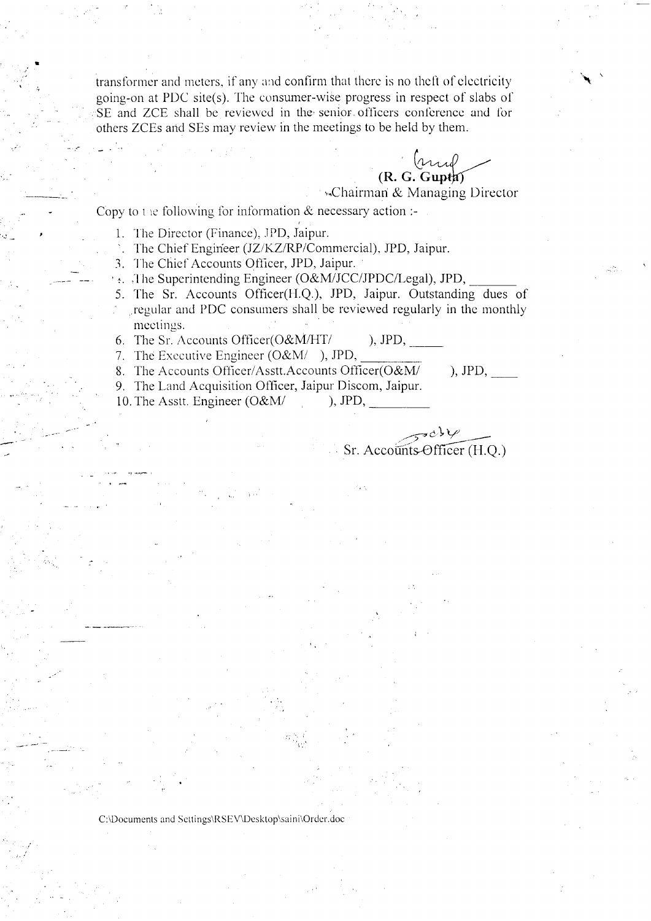transformer and meters, if any and confirm that there is no theft of electricity going-on at PDC site(s). The consumer-wise progress in respect of slabs of SE and ZCE shall be reviewed in the senior officers conference and for others ZCEs and SEs may review in the meetings to be held by them.

**(R. G. Gupta)**
Chairman & Managing Director

Copy to the following for information & necessary action :-

1. The Director (Finance), JPD, Jaipur.
2. The Chief Engineer (JZ/KZ/RP/Commercial), JPD, Jaipur.
3. The Chief Accounts Officer, JPD, Jaipur.
4. The Superintending Engineer (O&M/JCC/JPDC/Legal), JPD, _______
5. The Sr. Accounts Officer(H.Q.), JPD, Jaipur. Outstanding dues of regular and PDC consumers shall be reviewed regularly in the monthly meetings.
6. The Sr. Accounts Officer(O&M/HT/ ), JPD, _____
7. The Executive Engineer (O&M/ ), JPD, _________
8. The Accounts Officer/Asstt.Accounts Officer(O&M/ ), JPD, ____
9. The Land Acquisition Officer, Jaipur Discom, Jaipur.
10. The Asstt. Engineer (O&M/ ), JPD, _________

Sr. Accounts Officer (H.Q.)

C:\Documents and Settings\RSEV\Desktop\saini\Order.doc